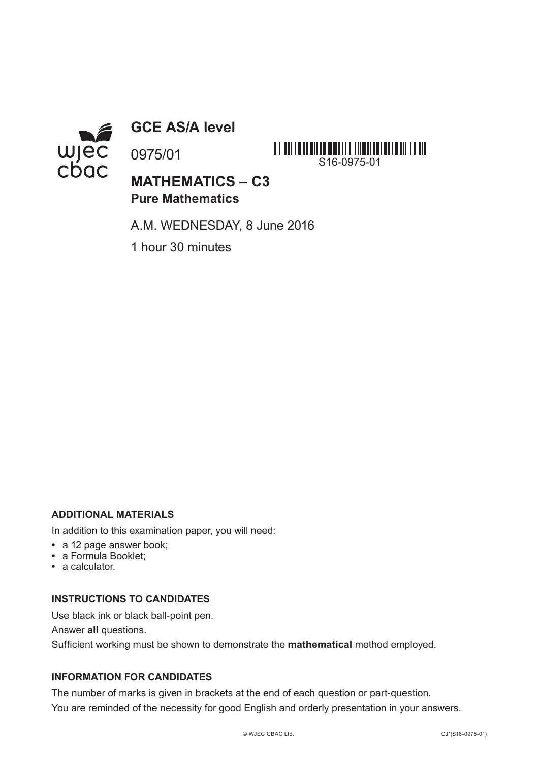# GCE AS/A level

0975/01

S16-0975-01

## MATHEMATICS – C3
**Pure Mathematics**

A.M. WEDNESDAY, 8 June 2016

1 hour 30 minutes

**ADDITIONAL MATERIALS**

In addition to this examination paper, you will need:

- a 12 page answer book;
- a Formula Booklet;
- a calculator.

**INSTRUCTIONS TO CANDIDATES**

Use black ink or black ball-point pen.

Answer **all** questions.

Sufficient working must be shown to demonstrate the **mathematical** method employed.

**INFORMATION FOR CANDIDATES**

The number of marks is given in brackets at the end of each question or part-question.

You are reminded of the necessity for good English and orderly presentation in your answers.

© WJEC CBAC Ltd. CJ*(S16-0975-01)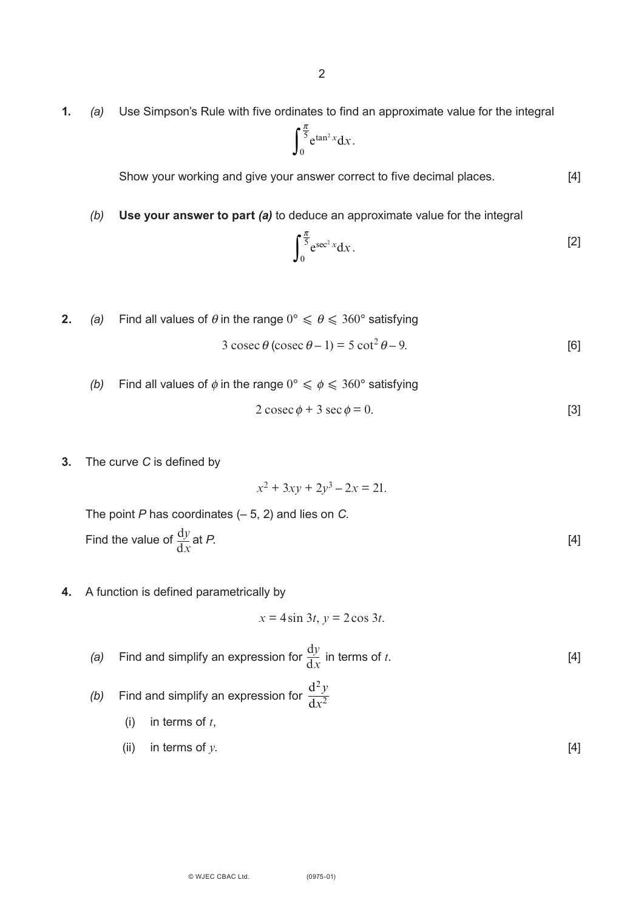**1.** *(a)* Use Simpson's Rule with five ordinates to find an approximate value for the integral

$$\int_0^{\frac{\pi}{5}} e^{\tan^2 x} dx.$$

Show your working and give your answer correct to five decimal places. [4]

*(b)* **Use your answer to part *(a)*** to deduce an approximate value for the integral

$$\int_0^{\frac{\pi}{5}} e^{\sec^2 x} dx.$$ [2]

**2.** *(a)* Find all values of $\theta$ in the range $0° \leqslant \theta \leqslant 360°$ satisfying

$$3\,\text{cosec}\,\theta\,(\text{cosec}\,\theta - 1) = 5\cot^2\theta - 9.$$ [6]

*(b)* Find all values of $\phi$ in the range $0° \leqslant \phi \leqslant 360°$ satisfying

$$2\,\text{cosec}\,\phi + 3\sec\phi = 0.$$ [3]

**3.** The curve *C* is defined by

$$x^2 + 3xy + 2y^3 - 2x = 21.$$

The point *P* has coordinates (– 5, 2) and lies on *C*.

Find the value of $\frac{dy}{dx}$ at *P*. [4]

**4.** A function is defined parametrically by

$$x = 4\sin 3t,\ y = 2\cos 3t.$$

*(a)* Find and simplify an expression for $\frac{dy}{dx}$ in terms of $t$. [4]

*(b)* Find and simplify an expression for $\frac{d^2y}{dx^2}$

(i) in terms of $t$,

(ii) in terms of $y$. [4]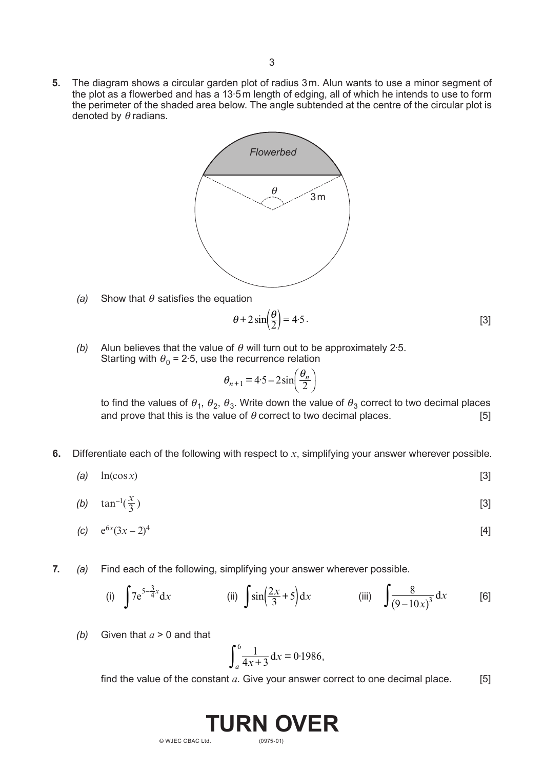**5.** The diagram shows a circular garden plot of radius 3 m. Alun wants to use a minor segment of the plot as a flowerbed and has a 13·5 m length of edging, all of which he intends to use to form the perimeter of the shaded area below. The angle subtended at the centre of the circular plot is denoted by $\theta$ radians.

*(a)* Show that $\theta$ satisfies the equation

$$\theta + 2\sin\left(\frac{\theta}{2}\right) = 4{\cdot}5.$$ [3]

*(b)* Alun believes that the value of $\theta$ will turn out to be approximately 2·5.
Starting with $\theta_0 = 2{\cdot}5$, use the recurrence relation

$$\theta_{n+1} = 4{\cdot}5 - 2\sin\left(\frac{\theta_n}{2}\right)$$

to find the values of $\theta_1$, $\theta_2$, $\theta_3$. Write down the value of $\theta_3$ correct to two decimal places and prove that this is the value of $\theta$ correct to two decimal places. [5]

**6.** Differentiate each of the following with respect to $x$, simplifying your answer wherever possible.

*(a)* $\ln(\cos x)$ [3]

*(b)* $\tan^{-1}(\frac{x}{3})$ [3]

*(c)* $e^{6x}(3x-2)^4$ [4]

**7.** *(a)* Find each of the following, simplifying your answer wherever possible.

(i) $\displaystyle\int 7e^{5-\frac{3}{4}x}\,dx$ (ii) $\displaystyle\int \sin\left(\frac{2x}{3}+5\right)dx$ (iii) $\displaystyle\int \frac{8}{(9-10x)^3}\,dx$ [6]

*(b)* Given that $a > 0$ and that

$$\int_a^6 \frac{1}{4x+3}\,dx = 0{\cdot}1986,$$

find the value of the constant $a$. Give your answer correct to one decimal place. [5]

**TURN OVER**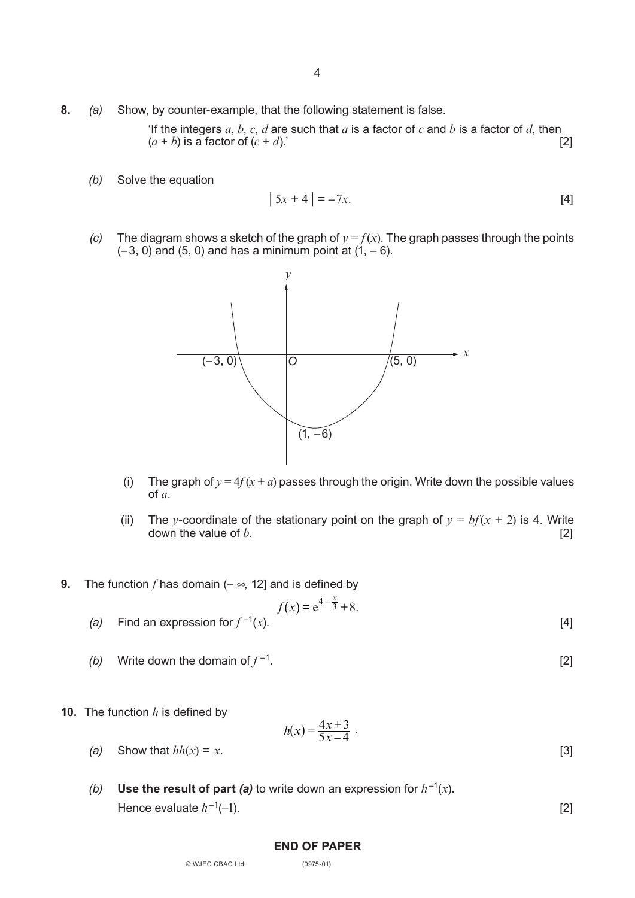**8.** *(a)* Show, by counter-example, that the following statement is false.

'If the integers $a$, $b$, $c$, $d$ are such that $a$ is a factor of $c$ and $b$ is a factor of $d$, then $(a + b)$ is a factor of $(c + d)$.' [2]

*(b)* Solve the equation

$$|5x + 4| = -7x. \tag*{[4]}$$

*(c)* The diagram shows a sketch of the graph of $y = f(x)$. The graph passes through the points $(-3, 0)$ and $(5, 0)$ and has a minimum point at $(1, -6)$.

y

x

(–3, 0)

O

(5, 0)

(1, –6)

(i) The graph of $y = 4f(x + a)$ passes through the origin. Write down the possible values of $a$.

(ii) The $y$-coordinate of the stationary point on the graph of $y = bf(x + 2)$ is 4. Write down the value of $b$. [2]

**9.** The function $f$ has domain $(-\infty, 12]$ and is defined by

$$f(x) = e^{4 - \frac{x}{3}} + 8.$$

*(a)* Find an expression for $f^{-1}(x)$. [4]

*(b)* Write down the domain of $f^{-1}$. [2]

**10.** The function $h$ is defined by

$$h(x) = \frac{4x + 3}{5x - 4}.$$

*(a)* Show that $hh(x) = x$. [3]

*(b)* **Use the result of part *(a)*** to write down an expression for $h^{-1}(x)$.
Hence evaluate $h^{-1}(-1)$. [2]

**END OF PAPER**

© WJEC CBAC Ltd. (0975-01)